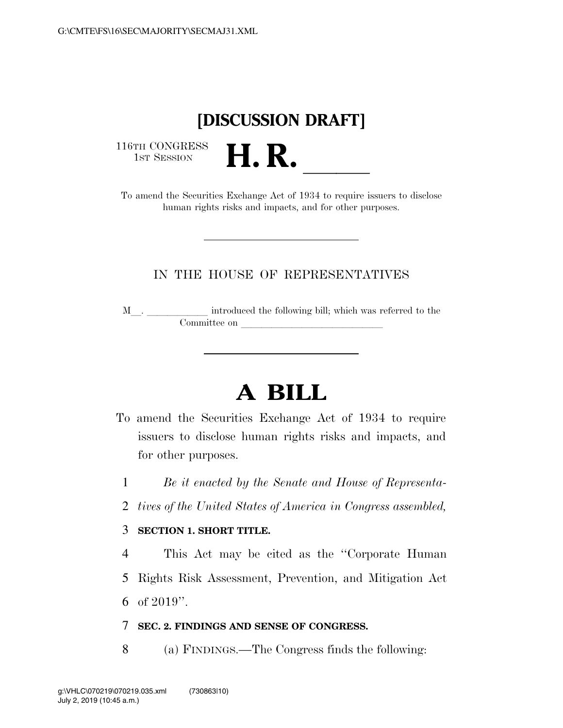# [DISCUSSION DRAFT]

116TH CONGRESS
1ST SESSION

# H. R. \_\_\_\_\_\_

To amend the Securities Exchange Act of 1934 to require issuers to disclose human rights risks and impacts, and for other purposes.

---

IN THE HOUSE OF REPRESENTATIVES

M\_\_. \_\_\_\_\_\_\_\_\_\_\_\_ introduced the following bill; which was referred to the Committee on \_\_\_\_\_\_\_\_\_\_\_\_\_\_\_\_\_\_\_\_\_\_\_\_\_\_\_\_

---

# A BILL

To amend the Securities Exchange Act of 1934 to require issuers to disclose human rights risks and impacts, and for other purposes.

1 *Be it enacted by the Senate and House of Representa-*
2 *tives of the United States of America in Congress assembled,*

3 **SECTION 1. SHORT TITLE.**

4 This Act may be cited as the ''Corporate Human
5 Rights Risk Assessment, Prevention, and Mitigation Act
6 of 2019''.

7 **SEC. 2. FINDINGS AND SENSE OF CONGRESS.**

8 (a) FINDINGS.—The Congress finds the following: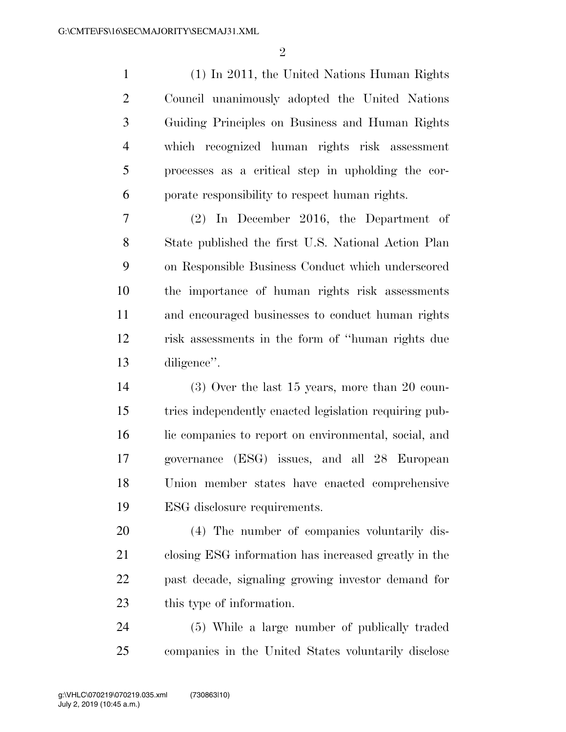(1) In 2011, the United Nations Human Rights Council unanimously adopted the United Nations Guiding Principles on Business and Human Rights which recognized human rights risk assessment processes as a critical step in upholding the corporate responsibility to respect human rights.

(2) In December 2016, the Department of State published the first U.S. National Action Plan on Responsible Business Conduct which underscored the importance of human rights risk assessments and encouraged businesses to conduct human rights risk assessments in the form of "human rights due diligence".

(3) Over the last 15 years, more than 20 countries independently enacted legislation requiring public companies to report on environmental, social, and governance (ESG) issues, and all 28 European Union member states have enacted comprehensive ESG disclosure requirements.

(4) The number of companies voluntarily disclosing ESG information has increased greatly in the past decade, signaling growing investor demand for this type of information.

(5) While a large number of publically traded companies in the United States voluntarily disclose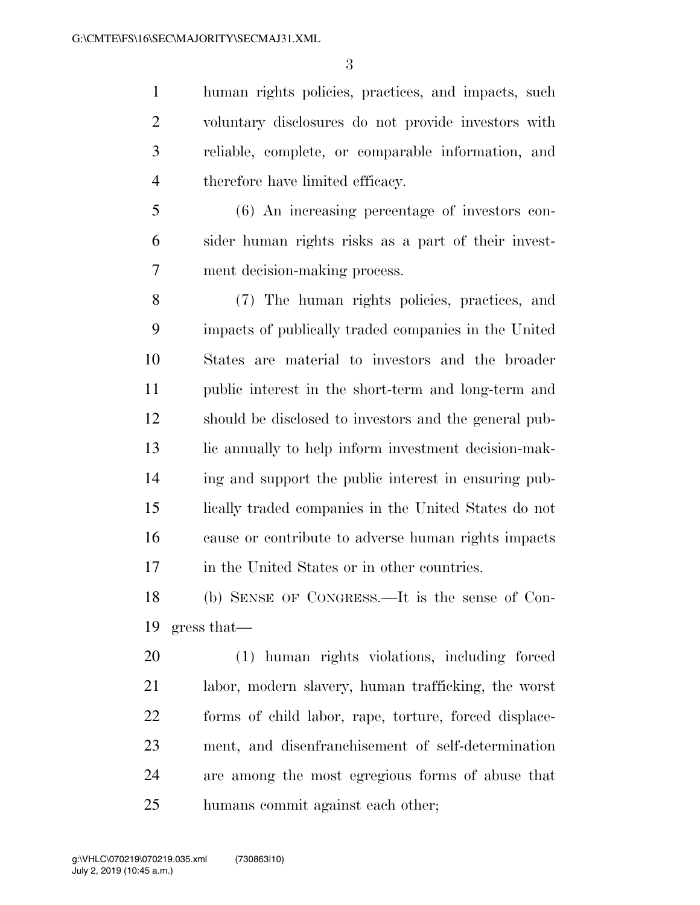human rights policies, practices, and impacts, such voluntary disclosures do not provide investors with reliable, complete, or comparable information, and therefore have limited efficacy.

(6) An increasing percentage of investors consider human rights risks as a part of their investment decision-making process.

(7) The human rights policies, practices, and impacts of publically traded companies in the United States are material to investors and the broader public interest in the short-term and long-term and should be disclosed to investors and the general public annually to help inform investment decision-making and support the public interest in ensuring publically traded companies in the United States do not cause or contribute to adverse human rights impacts in the United States or in other countries.

(b) SENSE OF CONGRESS.—It is the sense of Congress that—

(1) human rights violations, including forced labor, modern slavery, human trafficking, the worst forms of child labor, rape, torture, forced displacement, and disenfranchisement of self-determination are among the most egregious forms of abuse that humans commit against each other;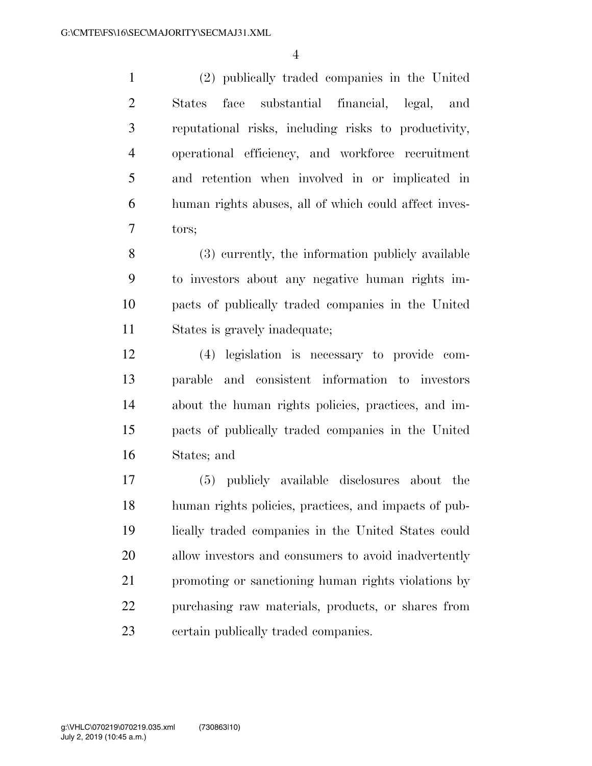(2) publically traded companies in the United States face substantial financial, legal, and reputational risks, including risks to productivity, operational efficiency, and workforce recruitment and retention when involved in or implicated in human rights abuses, all of which could affect investors;

(3) currently, the information publicly available to investors about any negative human rights impacts of publically traded companies in the United States is gravely inadequate;

(4) legislation is necessary to provide comparable and consistent information to investors about the human rights policies, practices, and impacts of publically traded companies in the United States; and

(5) publicly available disclosures about the human rights policies, practices, and impacts of publically traded companies in the United States could allow investors and consumers to avoid inadvertently promoting or sanctioning human rights violations by purchasing raw materials, products, or shares from certain publically traded companies.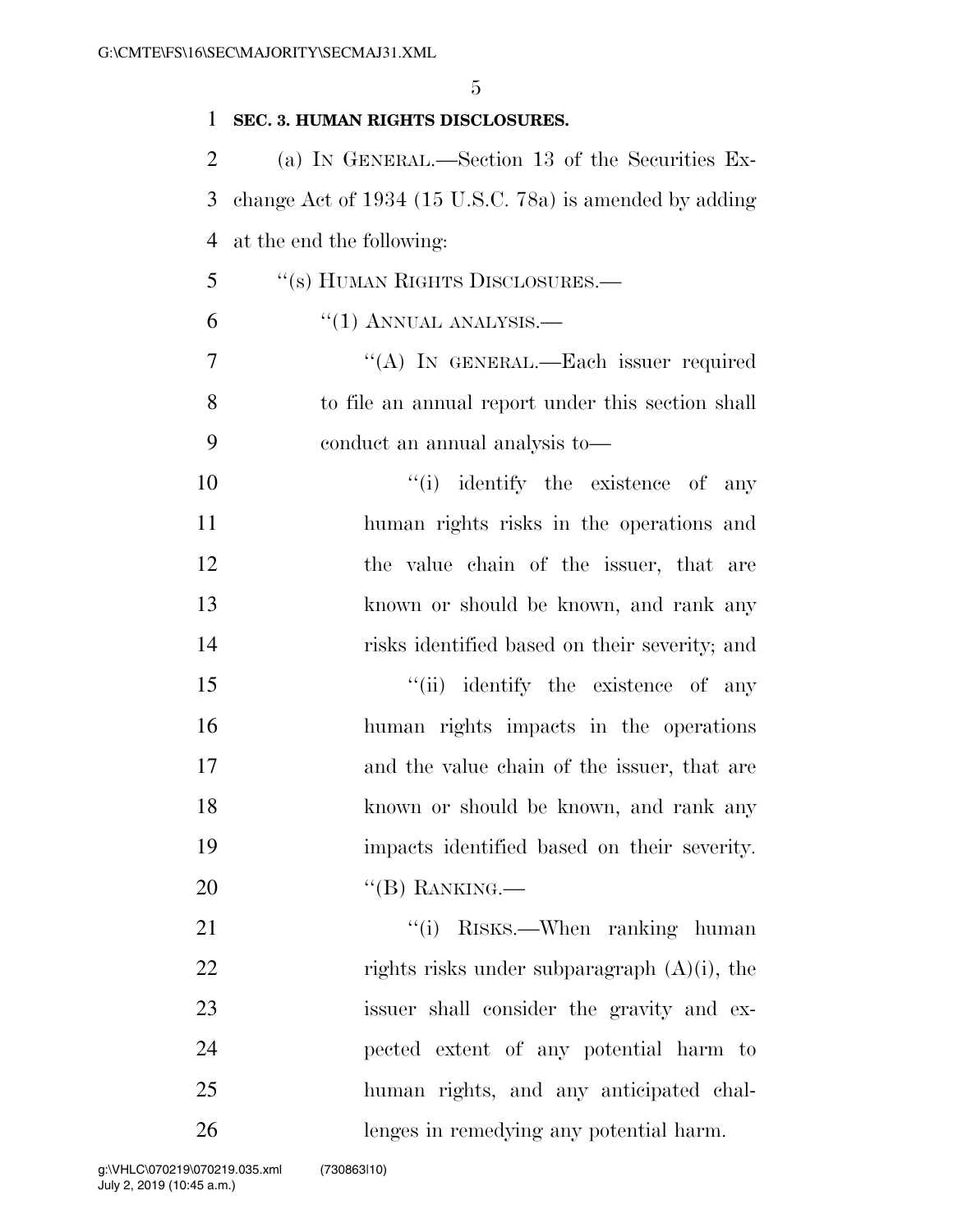**SEC. 3. HUMAN RIGHTS DISCLOSURES.**

(a) IN GENERAL.—Section 13 of the Securities Exchange Act of 1934 (15 U.S.C. 78a) is amended by adding at the end the following:

"(s) HUMAN RIGHTS DISCLOSURES.—

"(1) ANNUAL ANALYSIS.—

"(A) IN GENERAL.—Each issuer required to file an annual report under this section shall conduct an annual analysis to—

"(i) identify the existence of any human rights risks in the operations and the value chain of the issuer, that are known or should be known, and rank any risks identified based on their severity; and

"(ii) identify the existence of any human rights impacts in the operations and the value chain of the issuer, that are known or should be known, and rank any impacts identified based on their severity.

"(B) RANKING.—

"(i) RISKS.—When ranking human rights risks under subparagraph (A)(i), the issuer shall consider the gravity and expected extent of any potential harm to human rights, and any anticipated challenges in remedying any potential harm.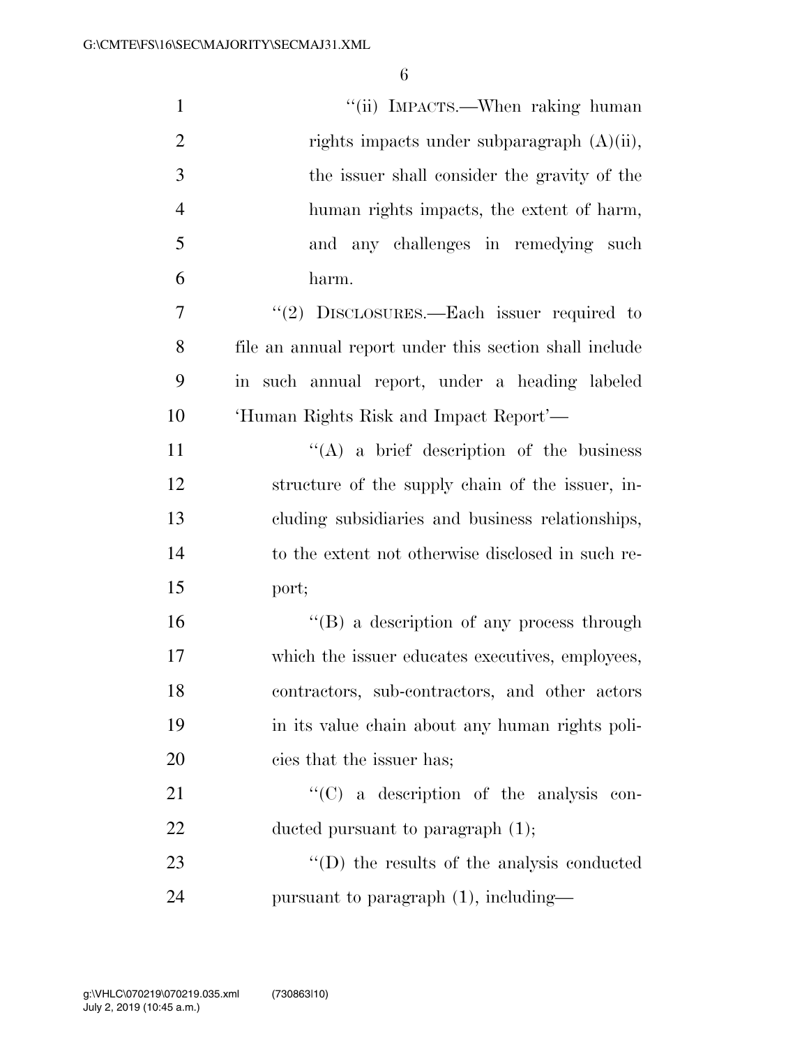"(ii) IMPACTS.—When raking human rights impacts under subparagraph (A)(ii), the issuer shall consider the gravity of the human rights impacts, the extent of harm, and any challenges in remedying such harm.

"(2) DISCLOSURES.—Each issuer required to file an annual report under this section shall include in such annual report, under a heading labeled 'Human Rights Risk and Impact Report'—

"(A) a brief description of the business structure of the supply chain of the issuer, including subsidiaries and business relationships, to the extent not otherwise disclosed in such report;

"(B) a description of any process through which the issuer educates executives, employees, contractors, sub-contractors, and other actors in its value chain about any human rights policies that the issuer has;

"(C) a description of the analysis conducted pursuant to paragraph (1);

"(D) the results of the analysis conducted pursuant to paragraph (1), including—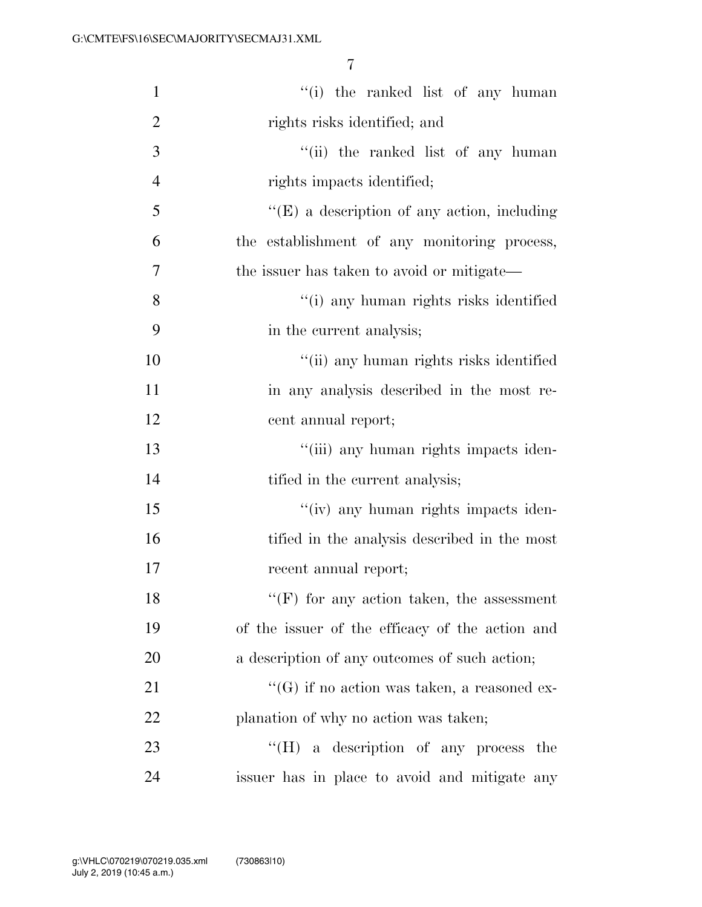''(i) the ranked list of any human rights risks identified; and

''(ii) the ranked list of any human rights impacts identified;

''(E) a description of any action, including the establishment of any monitoring process, the issuer has taken to avoid or mitigate—

''(i) any human rights risks identified in the current analysis;

''(ii) any human rights risks identified in any analysis described in the most recent annual report;

''(iii) any human rights impacts identified in the current analysis;

''(iv) any human rights impacts identified in the analysis described in the most recent annual report;

''(F) for any action taken, the assessment of the issuer of the efficacy of the action and a description of any outcomes of such action;

''(G) if no action was taken, a reasoned explanation of why no action was taken;

''(H) a description of any process the issuer has in place to avoid and mitigate any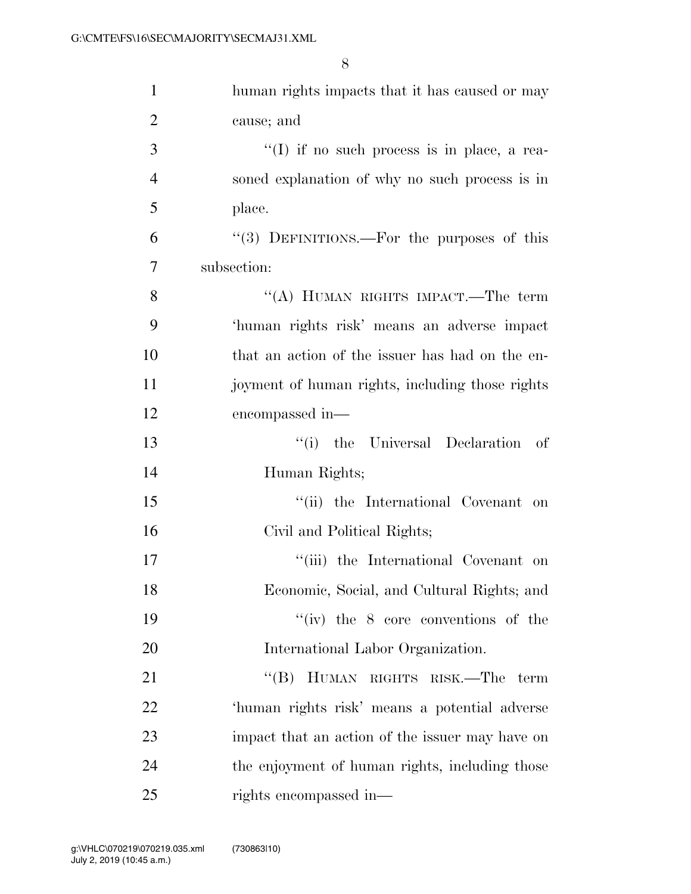human rights impacts that it has caused or may cause; and

''(I) if no such process is in place, a reasoned explanation of why no such process is in place.

''(3) DEFINITIONS.—For the purposes of this subsection:

''(A) HUMAN RIGHTS IMPACT.—The term 'human rights risk' means an adverse impact that an action of the issuer has had on the enjoyment of human rights, including those rights encompassed in—

''(i) the Universal Declaration of Human Rights;

''(ii) the International Covenant on Civil and Political Rights;

''(iii) the International Covenant on Economic, Social, and Cultural Rights; and

''(iv) the 8 core conventions of the International Labor Organization.

''(B) HUMAN RIGHTS RISK.—The term 'human rights risk' means a potential adverse impact that an action of the issuer may have on the enjoyment of human rights, including those rights encompassed in—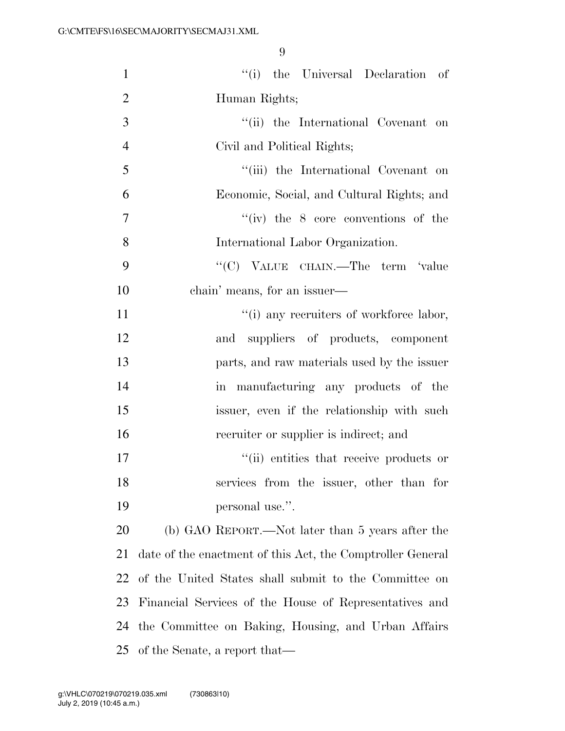''(i) the Universal Declaration of Human Rights;

''(ii) the International Covenant on Civil and Political Rights;

''(iii) the International Covenant on Economic, Social, and Cultural Rights; and

''(iv) the 8 core conventions of the International Labor Organization.

''(C) VALUE CHAIN.—The term 'value chain' means, for an issuer—

''(i) any recruiters of workforce labor, and suppliers of products, component parts, and raw materials used by the issuer in manufacturing any products of the issuer, even if the relationship with such recruiter or supplier is indirect; and

''(ii) entities that receive products or services from the issuer, other than for personal use.''.

(b) GAO REPORT.—Not later than 5 years after the date of the enactment of this Act, the Comptroller General of the United States shall submit to the Committee on Financial Services of the House of Representatives and the Committee on Baking, Housing, and Urban Affairs of the Senate, a report that—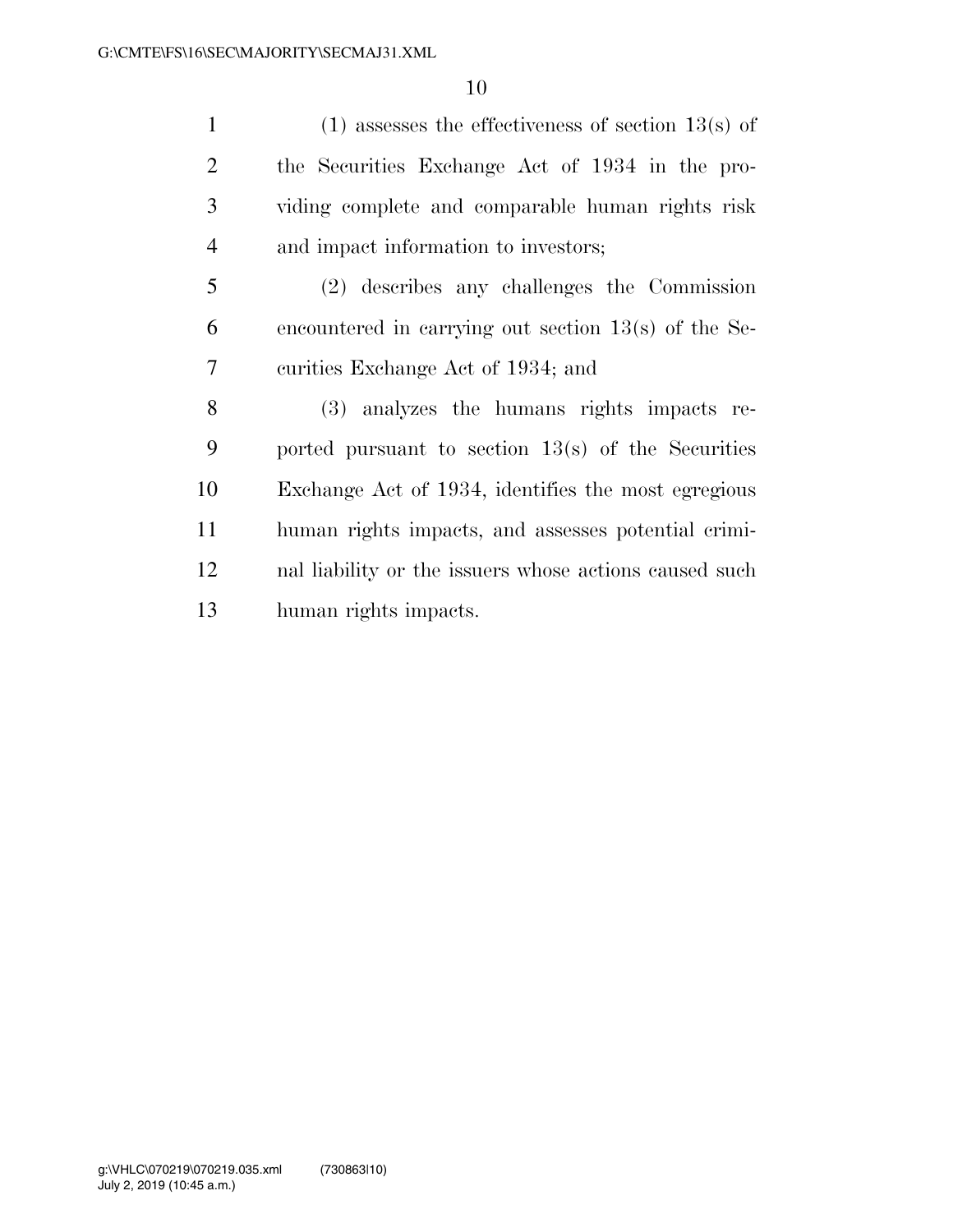(1) assesses the effectiveness of section 13(s) of the Securities Exchange Act of 1934 in the providing complete and comparable human rights risk and impact information to investors;

(2) describes any challenges the Commission encountered in carrying out section 13(s) of the Securities Exchange Act of 1934; and

(3) analyzes the humans rights impacts reported pursuant to section 13(s) of the Securities Exchange Act of 1934, identifies the most egregious human rights impacts, and assesses potential criminal liability or the issuers whose actions caused such human rights impacts.